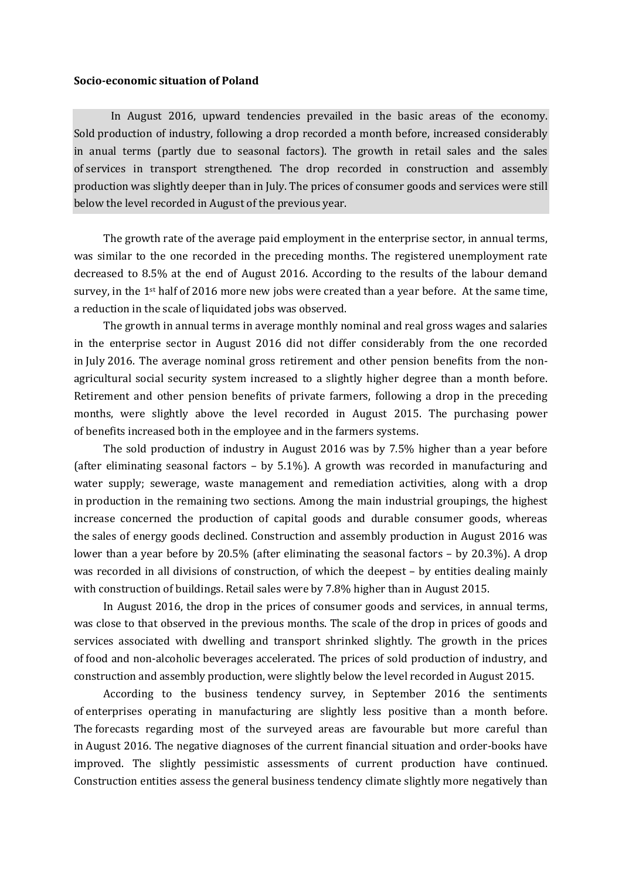**Socio-economic situation of Poland**

In August 2016, upward tendencies prevailed in the basic areas of the economy. Sold production of industry, following a drop recorded a month before, increased considerably in anual terms (partly due to seasonal factors). The growth in retail sales and the sales of services in transport strengthened. The drop recorded in construction and assembly production was slightly deeper than in July. The prices of consumer goods and services were still below the level recorded in August of the previous year.

The growth rate of the average paid employment in the enterprise sector, in annual terms, was similar to the one recorded in the preceding months. The registered unemployment rate decreased to 8.5% at the end of August 2016. According to the results of the labour demand survey, in the 1st half of 2016 more new jobs were created than a year before. At the same time, a reduction in the scale of liquidated jobs was observed.

The growth in annual terms in average monthly nominal and real gross wages and salaries in the enterprise sector in August 2016 did not differ considerably from the one recorded in July 2016. The average nominal gross retirement and other pension benefits from the non-agricultural social security system increased to a slightly higher degree than a month before. Retirement and other pension benefits of private farmers, following a drop in the preceding months, were slightly above the level recorded in August 2015. The purchasing power of benefits increased both in the employee and in the farmers systems.

The sold production of industry in August 2016 was by 7.5% higher than a year before (after eliminating seasonal factors – by 5.1%). A growth was recorded in manufacturing and water supply; sewerage, waste management and remediation activities, along with a drop in production in the remaining two sections. Among the main industrial groupings, the highest increase concerned the production of capital goods and durable consumer goods, whereas the sales of energy goods declined. Construction and assembly production in August 2016 was lower than a year before by 20.5% (after eliminating the seasonal factors – by 20.3%). A drop was recorded in all divisions of construction, of which the deepest – by entities dealing mainly with construction of buildings. Retail sales were by 7.8% higher than in August 2015.

In August 2016, the drop in the prices of consumer goods and services, in annual terms, was close to that observed in the previous months. The scale of the drop in prices of goods and services associated with dwelling and transport shrinked slightly. The growth in the prices of food and non-alcoholic beverages accelerated. The prices of sold production of industry, and construction and assembly production, were slightly below the level recorded in August 2015.

According to the business tendency survey, in September 2016 the sentiments of enterprises operating in manufacturing are slightly less positive than a month before. The forecasts regarding most of the surveyed areas are favourable but more careful than in August 2016. The negative diagnoses of the current financial situation and order-books have improved. The slightly pessimistic assessments of current production have continued. Construction entities assess the general business tendency climate slightly more negatively than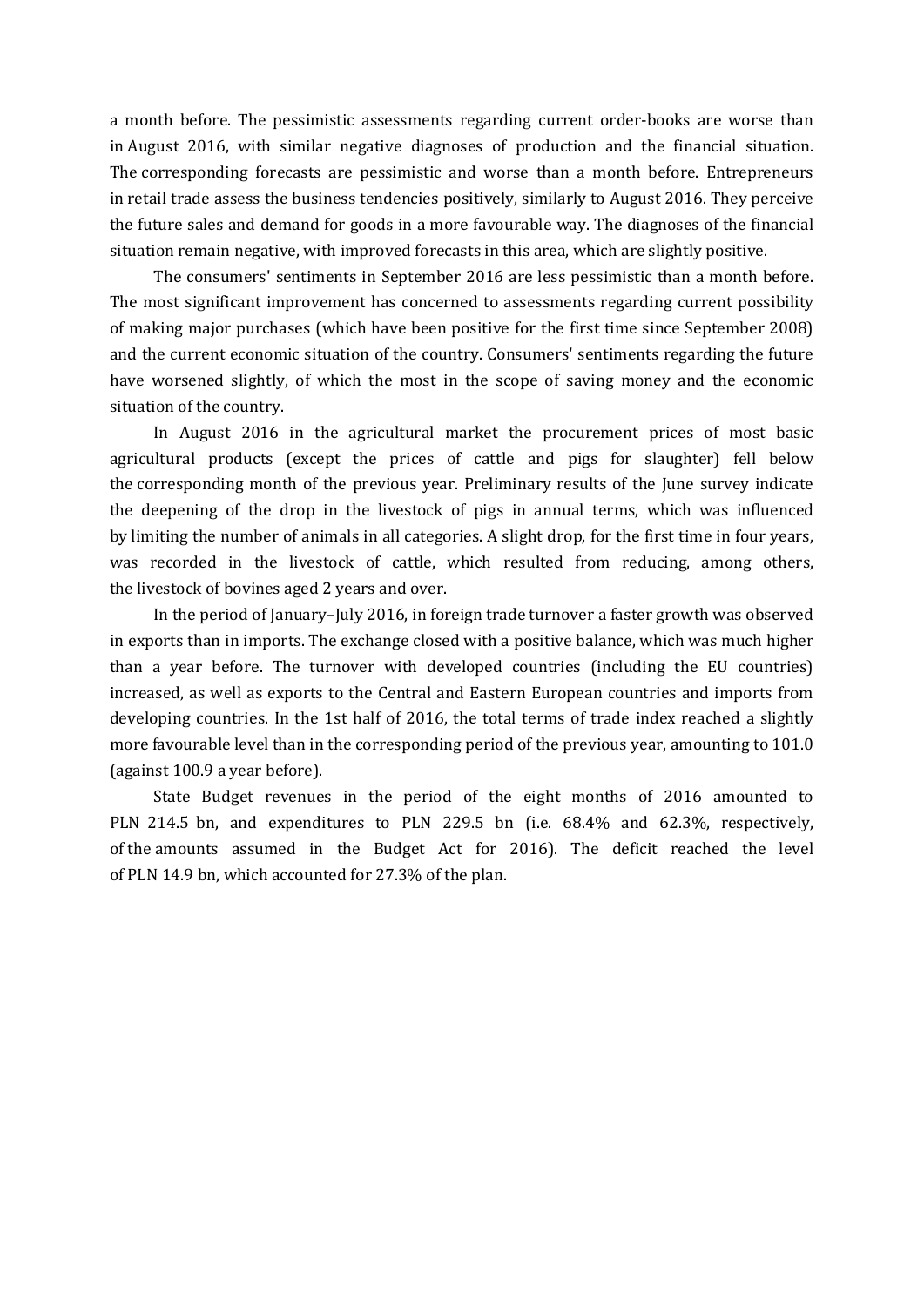a month before. The pessimistic assessments regarding current order-books are worse than in August 2016, with similar negative diagnoses of production and the financial situation. The corresponding forecasts are pessimistic and worse than a month before. Entrepreneurs in retail trade assess the business tendencies positively, similarly to August 2016. They perceive the future sales and demand for goods in a more favourable way. The diagnoses of the financial situation remain negative, with improved forecasts in this area, which are slightly positive.

The consumers' sentiments in September 2016 are less pessimistic than a month before. The most significant improvement has concerned to assessments regarding current possibility of making major purchases (which have been positive for the first time since September 2008) and the current economic situation of the country. Consumers' sentiments regarding the future have worsened slightly, of which the most in the scope of saving money and the economic situation of the country.

In August 2016 in the agricultural market the procurement prices of most basic agricultural products (except the prices of cattle and pigs for slaughter) fell below the corresponding month of the previous year. Preliminary results of the June survey indicate the deepening of the drop in the livestock of pigs in annual terms, which was influenced by limiting the number of animals in all categories. A slight drop, for the first time in four years, was recorded in the livestock of cattle, which resulted from reducing, among others, the livestock of bovines aged 2 years and over.

In the period of January–July 2016, in foreign trade turnover a faster growth was observed in exports than in imports. The exchange closed with a positive balance, which was much higher than a year before. The turnover with developed countries (including the EU countries) increased, as well as exports to the Central and Eastern European countries and imports from developing countries. In the 1st half of 2016, the total terms of trade index reached a slightly more favourable level than in the corresponding period of the previous year, amounting to 101.0 (against 100.9 a year before).

State Budget revenues in the period of the eight months of 2016 amounted to PLN 214.5 bn, and expenditures to PLN 229.5 bn (i.e. 68.4% and 62.3%, respectively, of the amounts assumed in the Budget Act for 2016). The deficit reached the level of PLN 14.9 bn, which accounted for 27.3% of the plan.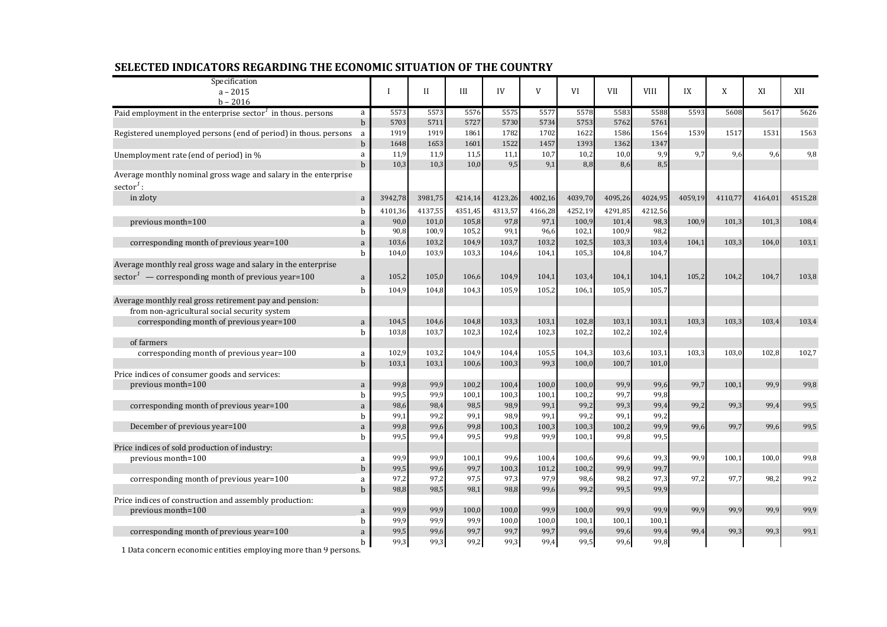## SELECTED INDICATORS REGARDING THE ECONOMIC SITUATION OF THE COUNTRY

| Specification<br>a – 2015<br>b – 2016 | | I | II | III | IV | V | VI | VII | VIII | IX | X | XI | XII |
|---|---|---|---|---|---|---|---|---|---|---|---|---|---|
| Paid employment in the enterprise sector[1] in thous. persons | a | 5573 | 5573 | 5576 | 5575 | 5577 | 5578 | 5583 | 5588 | 5593 | 5608 | 5617 | 5626 |
| | b | 5703 | 5711 | 5727 | 5730 | 5734 | 5753 | 5762 | 5761 | | | | |
| Registered unemployed persons (end of period) in thous. persons | a | 1919 | 1919 | 1861 | 1782 | 1702 | 1622 | 1586 | 1564 | 1539 | 1517 | 1531 | 1563 |
| | b | 1648 | 1653 | 1601 | 1522 | 1457 | 1393 | 1362 | 1347 | | | | |
| Unemployment rate (end of period) in % | a | 11,9 | 11,9 | 11,5 | 11,1 | 10,7 | 10,2 | 10,0 | 9,9 | 9,7 | 9,6 | 9,6 | 9,8 |
| | b | 10,3 | 10,3 | 10,0 | 9,5 | 9,1 | 8,8 | 8,6 | 8,5 | | | | |
| Average monthly nominal gross wage and salary in the enterprise sector[1]: | | | | | | | | | | | | | |
| in zloty | a | 3942,78 | 3981,75 | 4214,14 | 4123,26 | 4002,16 | 4039,70 | 4095,26 | 4024,95 | 4059,19 | 4110,77 | 4164,01 | 4515,28 |
| | b | 4101,36 | 4137,55 | 4351,45 | 4313,57 | 4166,28 | 4252,19 | 4291,85 | 4212,56 | | | | |
| previous month=100 | a | 90,0 | 101,0 | 105,8 | 97,8 | 97,1 | 100,9 | 101,4 | 98,3 | 100,9 | 101,3 | 101,3 | 108,4 |
| | b | 90,8 | 100,9 | 105,2 | 99,1 | 96,6 | 102,1 | 100,9 | 98,2 | | | | |
| corresponding month of previous year=100 | a | 103,6 | 103,2 | 104,9 | 103,7 | 103,2 | 102,5 | 103,3 | 103,4 | 104,1 | 103,3 | 104,0 | 103,1 |
| | b | 104,0 | 103,9 | 103,3 | 104,6 | 104,1 | 105,3 | 104,8 | 104,7 | | | | |
| Average monthly real gross wage and salary in the enterprise sector[1] — corresponding month of previous year=100 | a | 105,2 | 105,0 | 106,6 | 104,9 | 104,1 | 103,4 | 104,1 | 104,1 | 105,2 | 104,2 | 104,7 | 103,8 |
| | b | 104,9 | 104,8 | 104,3 | 105,9 | 105,2 | 106,1 | 105,9 | 105,7 | | | | |
| Average monthly real gross retirement pay and pension: | | | | | | | | | | | | | |
| from non-agricultural social security system | | | | | | | | | | | | | |
| corresponding month of previous year=100 | a | 104,5 | 104,6 | 104,8 | 103,3 | 103,1 | 102,8 | 103,1 | 103,1 | 103,3 | 103,3 | 103,4 | 103,4 |
| | b | 103,8 | 103,7 | 102,3 | 102,4 | 102,3 | 102,2 | 102,2 | 102,4 | | | | |
| of farmers | | | | | | | | | | | | | |
| corresponding month of previous year=100 | a | 102,9 | 103,2 | 104,9 | 104,4 | 105,5 | 104,3 | 103,6 | 103,1 | 103,3 | 103,0 | 102,8 | 102,7 |
| | b | 103,1 | 103,1 | 100,6 | 100,3 | 99,3 | 100,0 | 100,7 | 101,0 | | | | |
| Price indices of consumer goods and services: | | | | | | | | | | | | | |
| previous month=100 | a | 99,8 | 99,9 | 100,2 | 100,4 | 100,0 | 100,0 | 99,9 | 99,6 | 99,7 | 100,1 | 99,9 | 99,8 |
| | b | 99,5 | 99,9 | 100,1 | 100,3 | 100,1 | 100,2 | 99,7 | 99,8 | | | | |
| corresponding month of previous year=100 | a | 98,6 | 98,4 | 98,5 | 98,9 | 99,1 | 99,2 | 99,3 | 99,4 | 99,2 | 99,3 | 99,4 | 99,5 |
| | b | 99,1 | 99,2 | 99,1 | 98,9 | 99,1 | 99,2 | 99,1 | 99,2 | | | | |
| December of previous year=100 | a | 99,8 | 99,6 | 99,8 | 100,3 | 100,3 | 100,3 | 100,2 | 99,9 | 99,6 | 99,7 | 99,6 | 99,5 |
| | b | 99,5 | 99,4 | 99,5 | 99,8 | 99,9 | 100,1 | 99,8 | 99,5 | | | | |
| Price indices of sold production of industry: | | | | | | | | | | | | | |
| previous month=100 | a | 99,9 | 99,9 | 100,1 | 99,6 | 100,4 | 100,6 | 99,6 | 99,3 | 99,9 | 100,1 | 100,0 | 99,8 |
| | b | 99,5 | 99,6 | 99,7 | 100,3 | 101,2 | 100,2 | 99,9 | 99,7 | | | | |
| corresponding month of previous year=100 | a | 97,2 | 97,2 | 97,5 | 97,3 | 97,9 | 98,6 | 98,2 | 97,3 | 97,2 | 97,7 | 98,2 | 99,2 |
| | b | 98,8 | 98,5 | 98,1 | 98,8 | 99,6 | 99,2 | 99,5 | 99,9 | | | | |
| Price indices of construction and assembly production: | | | | | | | | | | | | | |
| previous month=100 | a | 99,9 | 99,9 | 100,0 | 100,0 | 99,9 | 100,0 | 99,9 | 99,9 | 99,9 | 99,9 | 99,9 | 99,9 |
| | b | 99,9 | 99,9 | 99,9 | 100,0 | 100,0 | 100,1 | 100,1 | 100,1 | | | | |
| corresponding month of previous year=100 | a | 99,5 | 99,6 | 99,7 | 99,7 | 99,7 | 99,6 | 99,6 | 99,4 | 99,4 | 99,3 | 99,3 | 99,1 |
| | b | 99,3 | 99,3 | 99,2 | 99,3 | 99,4 | 99,5 | 99,6 | 99,8 | | | | |

1 Data concern economic entities employing more than 9 persons.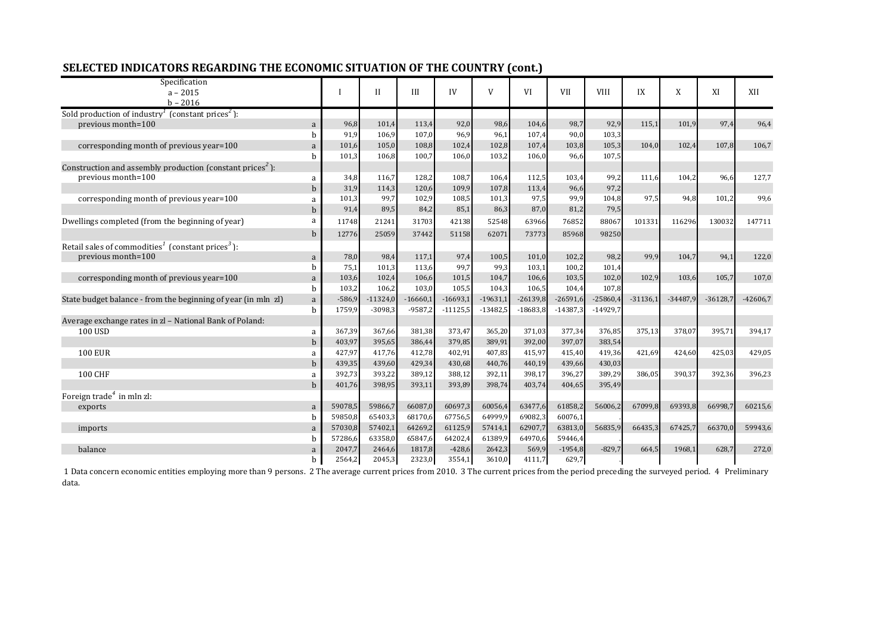## SELECTED INDICATORS REGARDING THE ECONOMIC SITUATION OF THE COUNTRY (cont.)

| Specification a – 2015 b – 2016 | | I | II | III | IV | V | VI | VII | VIII | IX | X | XI | XII |
|---|---|---|---|---|---|---|---|---|---|---|---|---|---|
| Sold production of industry[1] (constant prices[2]): | | | | | | | | | | | | | |
| previous month=100 | a | 96,8 | 101,4 | 113,4 | 92,0 | 98,6 | 104,6 | 98,7 | 92,9 | 115,1 | 101,9 | 97,4 | 96,4 |
| | b | 91,9 | 106,9 | 107,0 | 96,9 | 96,1 | 107,4 | 90,0 | 103,3 | | | | |
| corresponding month of previous year=100 | a | 101,6 | 105,0 | 108,8 | 102,4 | 102,8 | 107,4 | 103,8 | 105,3 | 104,0 | 102,4 | 107,8 | 106,7 |
| | b | 101,3 | 106,8 | 100,7 | 106,0 | 103,2 | 106,0 | 96,6 | 107,5 | | | | |
| Construction and assembly production (constant prices[2]): | | | | | | | | | | | | | |
| previous month=100 | a | 34,8 | 116,7 | 128,2 | 108,7 | 106,4 | 112,5 | 103,4 | 99,2 | 111,6 | 104,2 | 96,6 | 127,7 |
| | b | 31,9 | 114,3 | 120,6 | 109,9 | 107,8 | 113,4 | 96,6 | 97,2 | | | | |
| corresponding month of previous year=100 | a | 101,3 | 99,7 | 102,9 | 108,5 | 101,3 | 97,5 | 99,9 | 104,8 | 97,5 | 94,8 | 101,2 | 99,6 |
| | b | 91,4 | 89,5 | 84,2 | 85,1 | 86,3 | 87,0 | 81,2 | 79,5 | | | | |
| Dwellings completed (from the beginning of year) | a | 11748 | 21241 | 31703 | 42138 | 52548 | 63966 | 76852 | 88067 | 101331 | 116296 | 130032 | 147711 |
| | b | 12776 | 25059 | 37442 | 51158 | 62071 | 73773 | 85968 | 98250 | | | | |
| Retail sales of commodities[1] (constant prices[3]): | | | | | | | | | | | | | |
| previous month=100 | a | 78,0 | 98,4 | 117,1 | 97,4 | 100,5 | 101,0 | 102,2 | 98,2 | 99,9 | 104,7 | 94,1 | 122,0 |
| | b | 75,1 | 101,3 | 113,6 | 99,7 | 99,3 | 103,1 | 100,2 | 101,4 | | | | |
| corresponding month of previous year=100 | a | 103,6 | 102,4 | 106,6 | 101,5 | 104,7 | 106,6 | 103,5 | 102,0 | 102,9 | 103,6 | 105,7 | 107,0 |
| | b | 103,2 | 106,2 | 103,0 | 105,5 | 104,3 | 106,5 | 104,4 | 107,8 | | | | |
| State budget balance - from the beginning of year (in mln zl) | a | -586,9 | -11324,0 | -16660,1 | -16693,1 | -19631,1 | -26139,8 | -26591,6 | -25860,4 | -31136,1 | -34487,9 | -36128,7 | -42606,7 |
| | b | 1759,9 | -3098,3 | -9587,2 | -11125,5 | -13482,5 | -18683,8 | -14387,3 | -14929,7 | | | | |
| Average exchange rates in zl – National Bank of Poland: | | | | | | | | | | | | | |
| 100 USD | a | 367,39 | 367,66 | 381,38 | 373,47 | 365,20 | 371,03 | 377,34 | 376,85 | 375,13 | 378,07 | 395,71 | 394,17 |
| | b | 403,97 | 395,65 | 386,44 | 379,85 | 389,91 | 392,00 | 397,07 | 383,54 | | | | |
| 100 EUR | a | 427,97 | 417,76 | 412,78 | 402,91 | 407,83 | 415,97 | 415,40 | 419,36 | 421,69 | 424,60 | 425,03 | 429,05 |
| | b | 439,35 | 439,60 | 429,34 | 430,68 | 440,76 | 440,19 | 439,66 | 430,03 | | | | |
| 100 CHF | a | 392,73 | 393,22 | 389,12 | 388,12 | 392,11 | 398,17 | 396,27 | 389,29 | 386,05 | 390,37 | 392,36 | 396,23 |
| | b | 401,76 | 398,95 | 393,11 | 393,89 | 398,74 | 403,74 | 404,65 | 395,49 | | | | |
| Foreign trade[4] in mln zl: | | | | | | | | | | | | | |
| exports | a | 59078,5 | 59866,7 | 66087,0 | 60697,3 | 60056,4 | 63477,6 | 61858,2 | 56006,2 | 67099,8 | 69393,8 | 66998,7 | 60215,6 |
| | b | 59850,8 | 65403,3 | 68170,6 | 67756,5 | 64999,9 | 69082,3 | 60076,1 | . | | | | |
| imports | a | 57030,8 | 57402,1 | 64269,2 | 61125,9 | 57414,1 | 62907,7 | 63813,0 | 56835,9 | 66435,3 | 67425,7 | 66370,0 | 59943,6 |
| | b | 57286,6 | 63358,0 | 65847,6 | 64202,4 | 61389,9 | 64970,6 | 59446,4 | . | | | | |
| balance | a | 2047,7 | 2464,6 | 1817,8 | -428,6 | 2642,3 | 569,9 | -1954,8 | -829,7 | 664,5 | 1968,1 | 628,7 | 272,0 |
| | b | 2564,2 | 2045,3 | 2323,0 | 3554,1 | 3610,0 | 4111,7 | 629,7 | . | | | | |

1 Data concern economic entities employing more than 9 persons. 2 The average current prices from 2010. 3 The current prices from the period preceding the surveyed period. 4 Preliminary data.